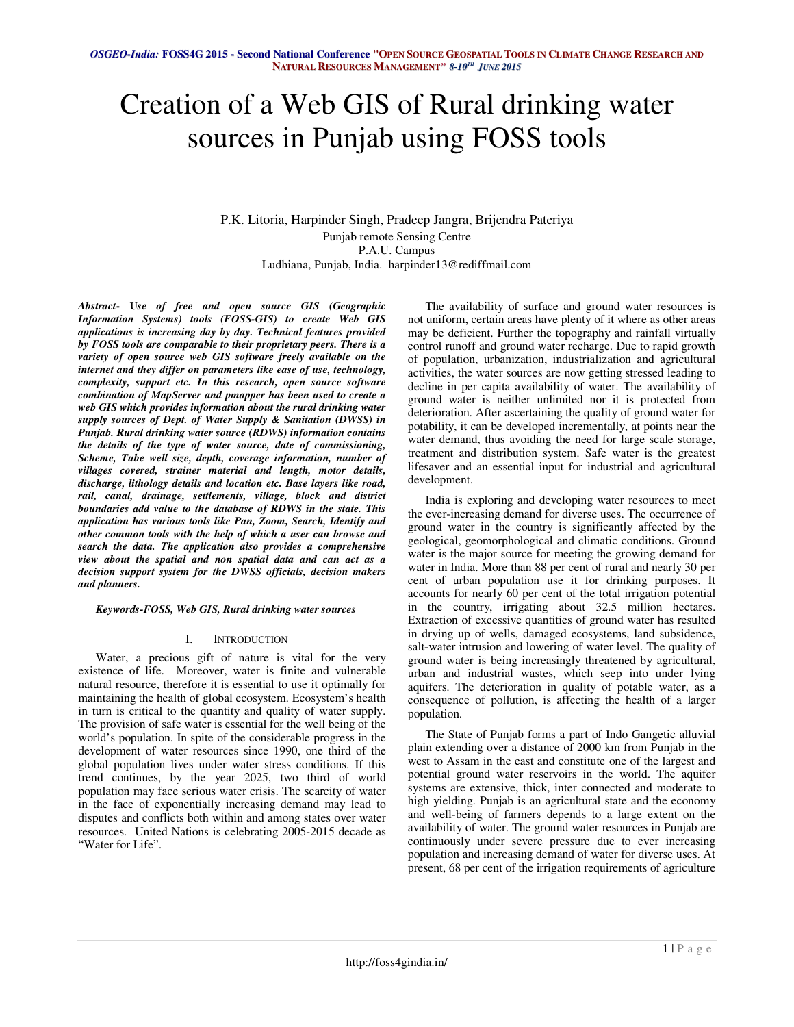# Creation of a Web GIS of Rural drinking water sources in Punjab using FOSS tools

P.K. Litoria, Harpinder Singh, Pradeep Jangra, Brijendra Pateriya

Punjab remote Sensing Centre
P.A.U. Campus
Ludhiana, Punjab, India. harpinder13@rediffmail.com

***Abstract-*** ***Use of free and open source GIS (Geographic Information Systems) tools (FOSS-GIS) to create Web GIS applications is increasing day by day. Technical features provided by FOSS tools are comparable to their proprietary peers. There is a variety of open source web GIS software freely available on the internet and they differ on parameters like ease of use, technology, complexity, support etc. In this research, open source software combination of MapServer and pmapper has been used to create a web GIS which provides information about the rural drinking water supply sources of Dept. of Water Supply & Sanitation (DWSS) in Punjab. Rural drinking water source (RDWS) information contains the details of the type of water source, date of commissioning, Scheme, Tube well size, depth, coverage information, number of villages covered, strainer material and length, motor details, discharge, lithology details and location etc. Base layers like road, rail, canal, drainage, settlements, village, block and district boundaries add value to the database of RDWS in the state. This application has various tools like Pan, Zoom, Search, Identify and other common tools with the help of which a user can browse and search the data. The application also provides a comprehensive view about the spatial and non spatial data and can act as a decision support system for the DWSS officials, decision makers and planners.***

***Keywords-FOSS, Web GIS, Rural drinking water sources***

## I. INTRODUCTION

Water, a precious gift of nature is vital for the very existence of life. Moreover, water is finite and vulnerable natural resource, therefore it is essential to use it optimally for maintaining the health of global ecosystem. Ecosystem's health in turn is critical to the quantity and quality of water supply. The provision of safe water is essential for the well being of the world's population. In spite of the considerable progress in the development of water resources since 1990, one third of the global population lives under water stress conditions. If this trend continues, by the year 2025, two third of world population may face serious water crisis. The scarcity of water in the face of exponentially increasing demand may lead to disputes and conflicts both within and among states over water resources. United Nations is celebrating 2005-2015 decade as "Water for Life".

The availability of surface and ground water resources is not uniform, certain areas have plenty of it where as other areas may be deficient. Further the topography and rainfall virtually control runoff and ground water recharge. Due to rapid growth of population, urbanization, industrialization and agricultural activities, the water sources are now getting stressed leading to decline in per capita availability of water. The availability of ground water is neither unlimited nor it is protected from deterioration. After ascertaining the quality of ground water for potability, it can be developed incrementally, at points near the water demand, thus avoiding the need for large scale storage, treatment and distribution system. Safe water is the greatest lifesaver and an essential input for industrial and agricultural development.

India is exploring and developing water resources to meet the ever-increasing demand for diverse uses. The occurrence of ground water in the country is significantly affected by the geological, geomorphological and climatic conditions. Ground water is the major source for meeting the growing demand for water in India. More than 88 per cent of rural and nearly 30 per cent of urban population use it for drinking purposes. It accounts for nearly 60 per cent of the total irrigation potential in the country, irrigating about 32.5 million hectares. Extraction of excessive quantities of ground water has resulted in drying up of wells, damaged ecosystems, land subsidence, salt-water intrusion and lowering of water level. The quality of ground water is being increasingly threatened by agricultural, urban and industrial wastes, which seep into under lying aquifers. The deterioration in quality of potable water, as a consequence of pollution, is affecting the health of a larger population.

The State of Punjab forms a part of Indo Gangetic alluvial plain extending over a distance of 2000 km from Punjab in the west to Assam in the east and constitute one of the largest and potential ground water reservoirs in the world. The aquifer systems are extensive, thick, inter connected and moderate to high yielding. Punjab is an agricultural state and the economy and well-being of farmers depends to a large extent on the availability of water. The ground water resources in Punjab are continuously under severe pressure due to ever increasing population and increasing demand of water for diverse uses. At present, 68 per cent of the irrigation requirements of agriculture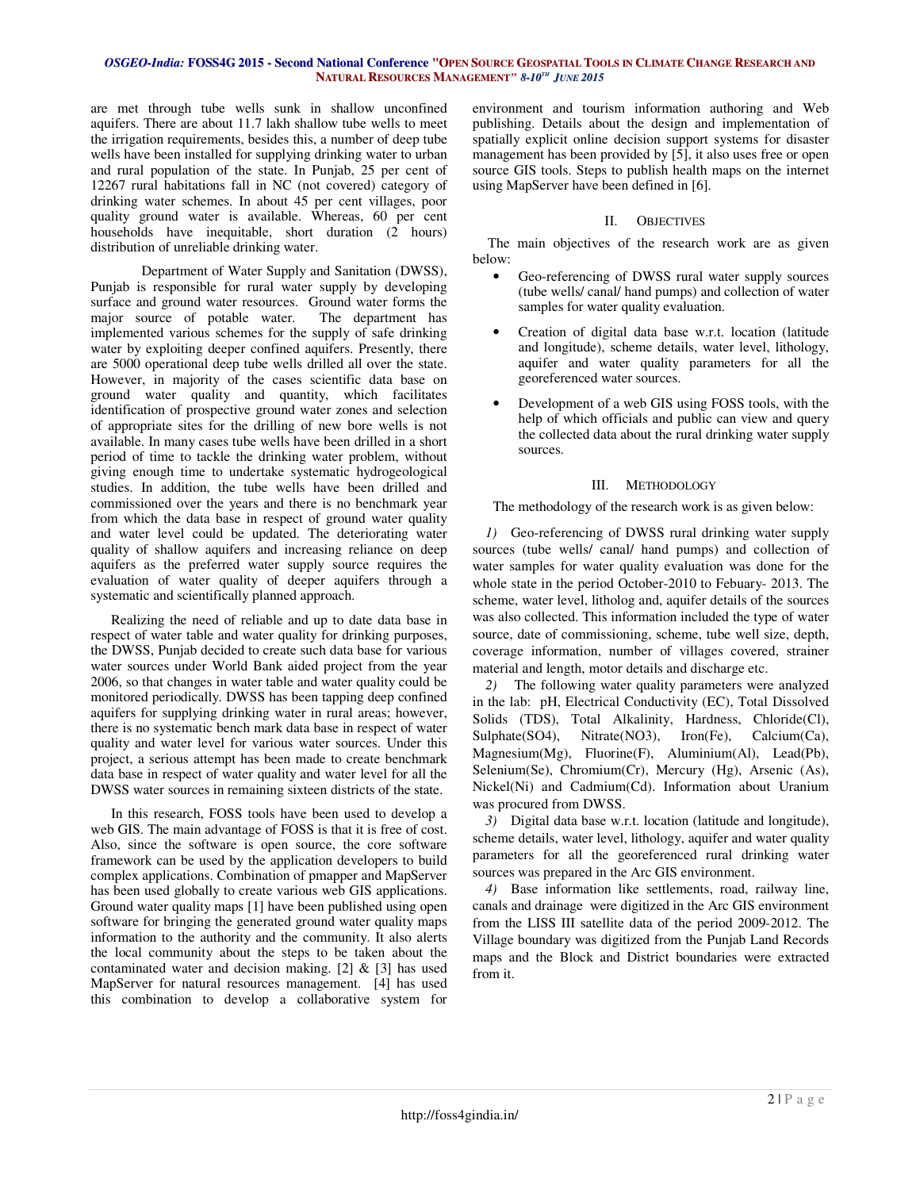are met through tube wells sunk in shallow unconfined aquifers. There are about 11.7 lakh shallow tube wells to meet the irrigation requirements, besides this, a number of deep tube wells have been installed for supplying drinking water to urban and rural population of the state. In Punjab, 25 per cent of 12267 rural habitations fall in NC (not covered) category of drinking water schemes. In about 45 per cent villages, poor quality ground water is available. Whereas, 60 per cent households have inequitable, short duration (2 hours) distribution of unreliable drinking water.

Department of Water Supply and Sanitation (DWSS), Punjab is responsible for rural water supply by developing surface and ground water resources. Ground water forms the major source of potable water. The department has implemented various schemes for the supply of safe drinking water by exploiting deeper confined aquifers. Presently, there are 5000 operational deep tube wells drilled all over the state. However, in majority of the cases scientific data base on ground water quality and quantity, which facilitates identification of prospective ground water zones and selection of appropriate sites for the drilling of new bore wells is not available. In many cases tube wells have been drilled in a short period of time to tackle the drinking water problem, without giving enough time to undertake systematic hydrogeological studies. In addition, the tube wells have been drilled and commissioned over the years and there is no benchmark year from which the data base in respect of ground water quality and water level could be updated. The deteriorating water quality of shallow aquifers and increasing reliance on deep aquifers as the preferred water supply source requires the evaluation of water quality of deeper aquifers through a systematic and scientifically planned approach.

Realizing the need of reliable and up to date data base in respect of water table and water quality for drinking purposes, the DWSS, Punjab decided to create such data base for various water sources under World Bank aided project from the year 2006, so that changes in water table and water quality could be monitored periodically. DWSS has been tapping deep confined aquifers for supplying drinking water in rural areas; however, there is no systematic bench mark data base in respect of water quality and water level for various water sources. Under this project, a serious attempt has been made to create benchmark data base in respect of water quality and water level for all the DWSS water sources in remaining sixteen districts of the state.

In this research, FOSS tools have been used to develop a web GIS. The main advantage of FOSS is that it is free of cost. Also, since the software is open source, the core software framework can be used by the application developers to build complex applications. Combination of pmapper and MapServer has been used globally to create various web GIS applications. Ground water quality maps [1] have been published using open software for bringing the generated ground water quality maps information to the authority and the community. It also alerts the local community about the steps to be taken about the contaminated water and decision making. [2] & [3] has used MapServer for natural resources management. [4] has used this combination to develop a collaborative system for environment and tourism information authoring and Web publishing. Details about the design and implementation of spatially explicit online decision support systems for disaster management has been provided by [5], it also uses free or open source GIS tools. Steps to publish health maps on the internet using MapServer have been defined in [6].

## II. Objectives

The main objectives of the research work are as given below:

- Geo-referencing of DWSS rural water supply sources (tube wells/ canal/ hand pumps) and collection of water samples for water quality evaluation.
- Creation of digital data base w.r.t. location (latitude and longitude), scheme details, water level, lithology, aquifer and water quality parameters for all the georeferenced water sources.
- Development of a web GIS using FOSS tools, with the help of which officials and public can view and query the collected data about the rural drinking water supply sources.

## III. Methodology

The methodology of the research work is as given below:

*1)* Geo-referencing of DWSS rural drinking water supply sources (tube wells/ canal/ hand pumps) and collection of water samples for water quality evaluation was done for the whole state in the period October-2010 to Febuary- 2013. The scheme, water level, litholog and, aquifer details of the sources was also collected. This information included the type of water source, date of commissioning, scheme, tube well size, depth, coverage information, number of villages covered, strainer material and length, motor details and discharge etc.

*2)* The following water quality parameters were analyzed in the lab: pH, Electrical Conductivity (EC), Total Dissolved Solids (TDS), Total Alkalinity, Hardness, Chloride(Cl), Sulphate($SO_4$), Nitrate($NO_3$), Iron(Fe), Calcium(Ca), Magnesium(Mg), Fluorine(F), Aluminium(Al), Lead(Pb), Selenium(Se), Chromium(Cr), Mercury (Hg), Arsenic (As), Nickel(Ni) and Cadmium(Cd). Information about Uranium was procured from DWSS.

*3)* Digital data base w.r.t. location (latitude and longitude), scheme details, water level, lithology, aquifer and water quality parameters for all the georeferenced rural drinking water sources was prepared in the Arc GIS environment.

*4)* Base information like settlements, road, railway line, canals and drainage were digitized in the Arc GIS environment from the LISS III satellite data of the period 2009-2012. The Village boundary was digitized from the Punjab Land Records maps and the Block and District boundaries were extracted from it.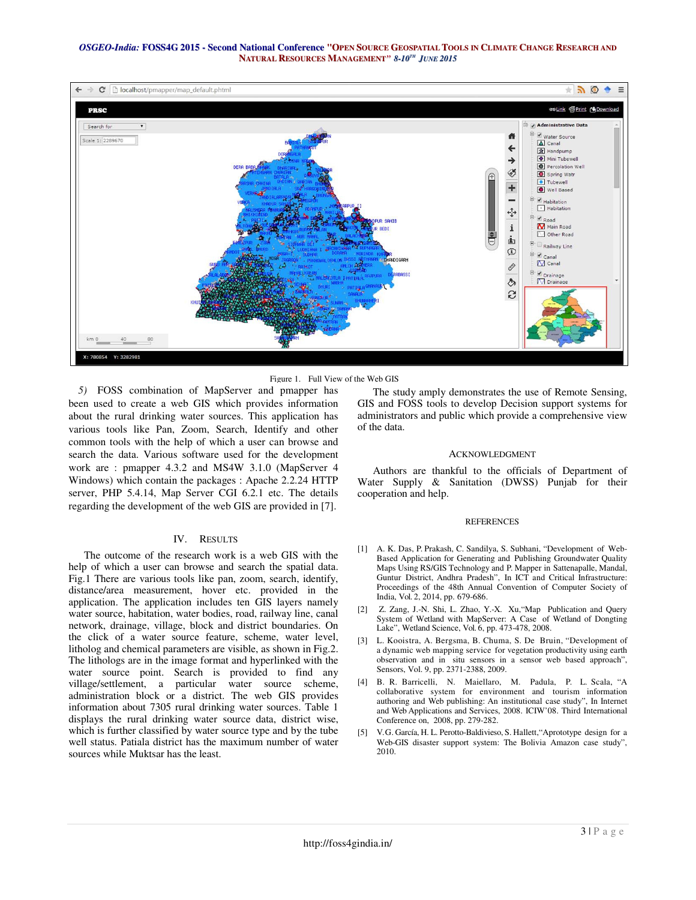Figure 1. Full View of the Web GIS

*5)* FOSS combination of MapServer and pmapper has been used to create a web GIS which provides information about the rural drinking water sources. This application has various tools like Pan, Zoom, Search, Identify and other common tools with the help of which a user can browse and search the data. Various software used for the development work are : pmapper 4.3.2 and MS4W 3.1.0 (MapServer 4 Windows) which contain the packages : Apache 2.2.24 HTTP server, PHP 5.4.14, Map Server CGI 6.2.1 etc. The details regarding the development of the web GIS are provided in [7].

## IV. Results

The outcome of the research work is a web GIS with the help of which a user can browse and search the spatial data. Fig.1 There are various tools like pan, zoom, search, identify, distance/area measurement, hover etc. provided in the application. The application includes ten GIS layers namely water source, habitation, water bodies, road, railway line, canal network, drainage, village, block and district boundaries. On the click of a water source feature, scheme, water level, litholog and chemical parameters are visible, as shown in Fig.2. The lithologs are in the image format and hyperlinked with the water source point. Search is provided to find any village/settlement, a particular water source scheme, administration block or a district. The web GIS provides information about 7305 rural drinking water sources. Table 1 displays the rural drinking water source data, district wise, which is further classified by water source type and by the tube well status. Patiala district has the maximum number of water sources while Muktsar has the least.

The study amply demonstrates the use of Remote Sensing, GIS and FOSS tools to develop Decision support systems for administrators and public which provide a comprehensive view of the data.

## Acknowledgment

Authors are thankful to the officials of Department of Water Supply & Sanitation (DWSS) Punjab for their cooperation and help.

## References

[1] A. K. Das, P. Prakash, C. Sandilya, S. Subhani, "Development of Web-Based Application for Generating and Publishing Groundwater Quality Maps Using RS/GIS Technology and P. Mapper in Sattenapalle, Mandal, Guntur District, Andhra Pradesh", In ICT and Critical Infrastructure: Proceedings of the 48th Annual Convention of Computer Society of India, Vol. 2, 2014, pp. 679-686.

[2] Z. Zang, J.-N. Shi, L. Zhao, Y.-X. Xu,"Map Publication and Query System of Wetland with MapServer: A Case of Wetland of Dongting Lake", Wetland Science, Vol. 6, pp. 473-478, 2008.

[3] L. Kooistra, A. Bergsma, B. Chuma, S. De Bruin, "Development of a dynamic web mapping service for vegetation productivity using earth observation and in situ sensors in a sensor web based approach", Sensors, Vol. 9, pp. 2371-2388, 2009.

[4] B. R. Barricelli, N. Maiellaro, M. Padula, P. L. Scala, "A collaborative system for environment and tourism information authoring and Web publishing: An institutional case study", In Internet and Web Applications and Services, 2008. ICIW'08. Third International Conference on, 2008, pp. 279-282.

[5] V.G. García, H. L. Perotto-Baldivieso, S. Hallett,"Aprototype design for a Web-GIS disaster support system: The Bolivia Amazon case study", 2010.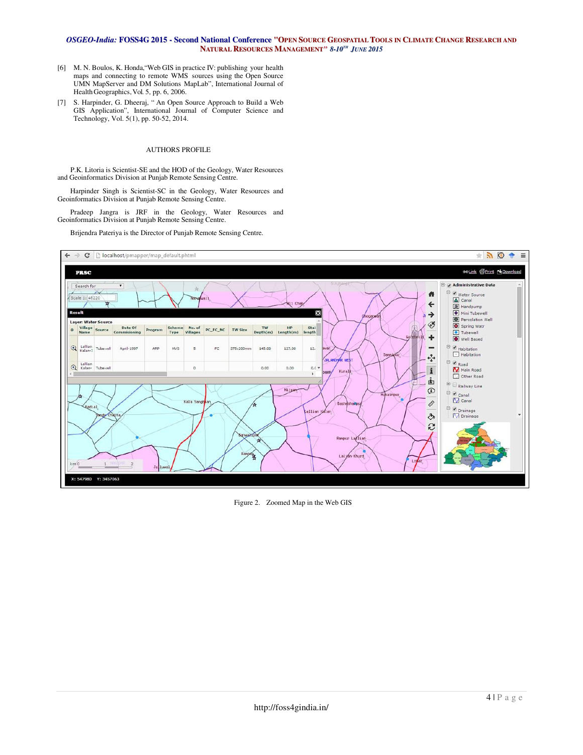[6] M. N. Boulos, K. Honda,"Web GIS in practice IV: publishing your health maps and connecting to remote WMS sources using the Open Source UMN MapServer and DM Solutions MapLab", International Journal of Health Geographics, Vol. 5, pp. 6, 2006.

[7] S. Harpinder, G. Dheeraj, " An Open Source Approach to Build a Web GIS Application", International Journal of Computer Science and Technology, Vol. 5(1), pp. 50-52, 2014.

## AUTHORS PROFILE

P.K. Litoria is Scientist-SE and the HOD of the Geology, Water Resources and Geoinformatics Division at Punjab Remote Sensing Centre.

Harpinder Singh is Scientist-SC in the Geology, Water Resources and Geoinformatics Division at Punjab Remote Sensing Centre.

Pradeep Jangra is JRF in the Geology, Water Resources and Geoinformatics Division at Punjab Remote Sensing Centre.

Brijendra Pateriya is the Director of Punjab Remote Sensing Centre.

Figure 2. Zoomed Map in the Web GIS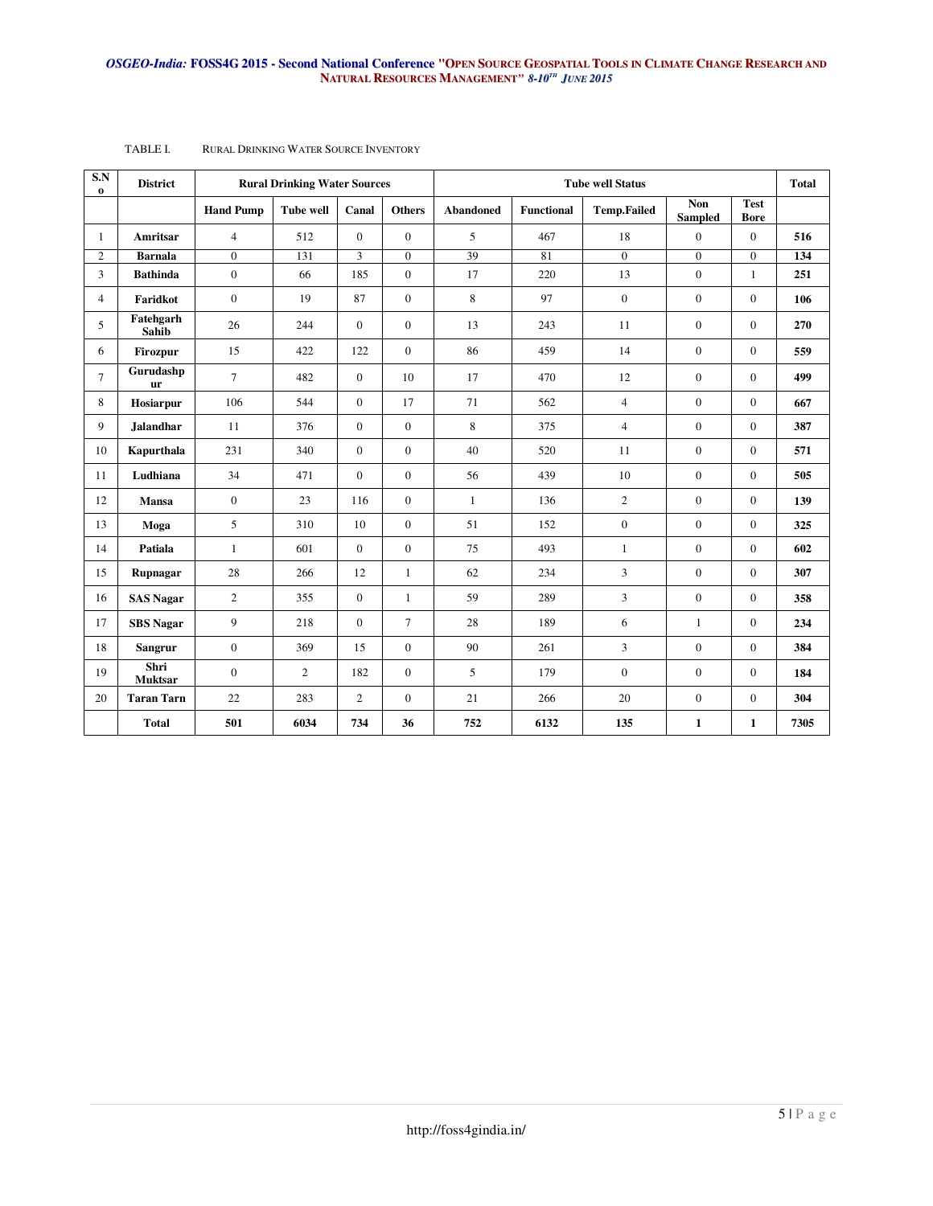TABLE I. RURAL DRINKING WATER SOURCE INVENTORY

| S.No | District | Rural Drinking Water Sources | | | | Tube well Status | | | | | Total |
|---|---|---|---|---|---|---|---|---|---|---|---|
| | | Hand Pump | Tube well | Canal | Others | Abandoned | Functional | Temp.Failed | Non Sampled | Test Bore | |
| 1 | **Amritsar** | 4 | 512 | 0 | 0 | 5 | 467 | 18 | 0 | 0 | **516** |
| 2 | **Barnala** | 0 | 131 | 3 | 0 | 39 | 81 | 0 | 0 | 0 | **134** |
| 3 | **Bathinda** | 0 | 66 | 185 | 0 | 17 | 220 | 13 | 0 | 1 | **251** |
| 4 | **Faridkot** | 0 | 19 | 87 | 0 | 8 | 97 | 0 | 0 | 0 | **106** |
| 5 | **Fatehgarh Sahib** | 26 | 244 | 0 | 0 | 13 | 243 | 11 | 0 | 0 | **270** |
| 6 | **Firozpur** | 15 | 422 | 122 | 0 | 86 | 459 | 14 | 0 | 0 | **559** |
| 7 | **Gurudashpur** | 7 | 482 | 0 | 10 | 17 | 470 | 12 | 0 | 0 | **499** |
| 8 | **Hosiarpur** | 106 | 544 | 0 | 17 | 71 | 562 | 4 | 0 | 0 | **667** |
| 9 | **Jalandhar** | 11 | 376 | 0 | 0 | 8 | 375 | 4 | 0 | 0 | **387** |
| 10 | **Kapurthala** | 231 | 340 | 0 | 0 | 40 | 520 | 11 | 0 | 0 | **571** |
| 11 | **Ludhiana** | 34 | 471 | 0 | 0 | 56 | 439 | 10 | 0 | 0 | **505** |
| 12 | **Mansa** | 0 | 23 | 116 | 0 | 1 | 136 | 2 | 0 | 0 | **139** |
| 13 | **Moga** | 5 | 310 | 10 | 0 | 51 | 152 | 0 | 0 | 0 | **325** |
| 14 | **Patiala** | 1 | 601 | 0 | 0 | 75 | 493 | 1 | 0 | 0 | **602** |
| 15 | **Rupnagar** | 28 | 266 | 12 | 1 | 62 | 234 | 3 | 0 | 0 | **307** |
| 16 | **SAS Nagar** | 2 | 355 | 0 | 1 | 59 | 289 | 3 | 0 | 0 | **358** |
| 17 | **SBS Nagar** | 9 | 218 | 0 | 7 | 28 | 189 | 6 | 1 | 0 | **234** |
| 18 | **Sangrur** | 0 | 369 | 15 | 0 | 90 | 261 | 3 | 0 | 0 | **384** |
| 19 | **Shri Muktsar** | 0 | 2 | 182 | 0 | 5 | 179 | 0 | 0 | 0 | **184** |
| 20 | **Taran Tarn** | 22 | 283 | 2 | 0 | 21 | 266 | 20 | 0 | 0 | **304** |
| | **Total** | **501** | **6034** | **734** | **36** | **752** | **6132** | **135** | **1** | **1** | **7305** |